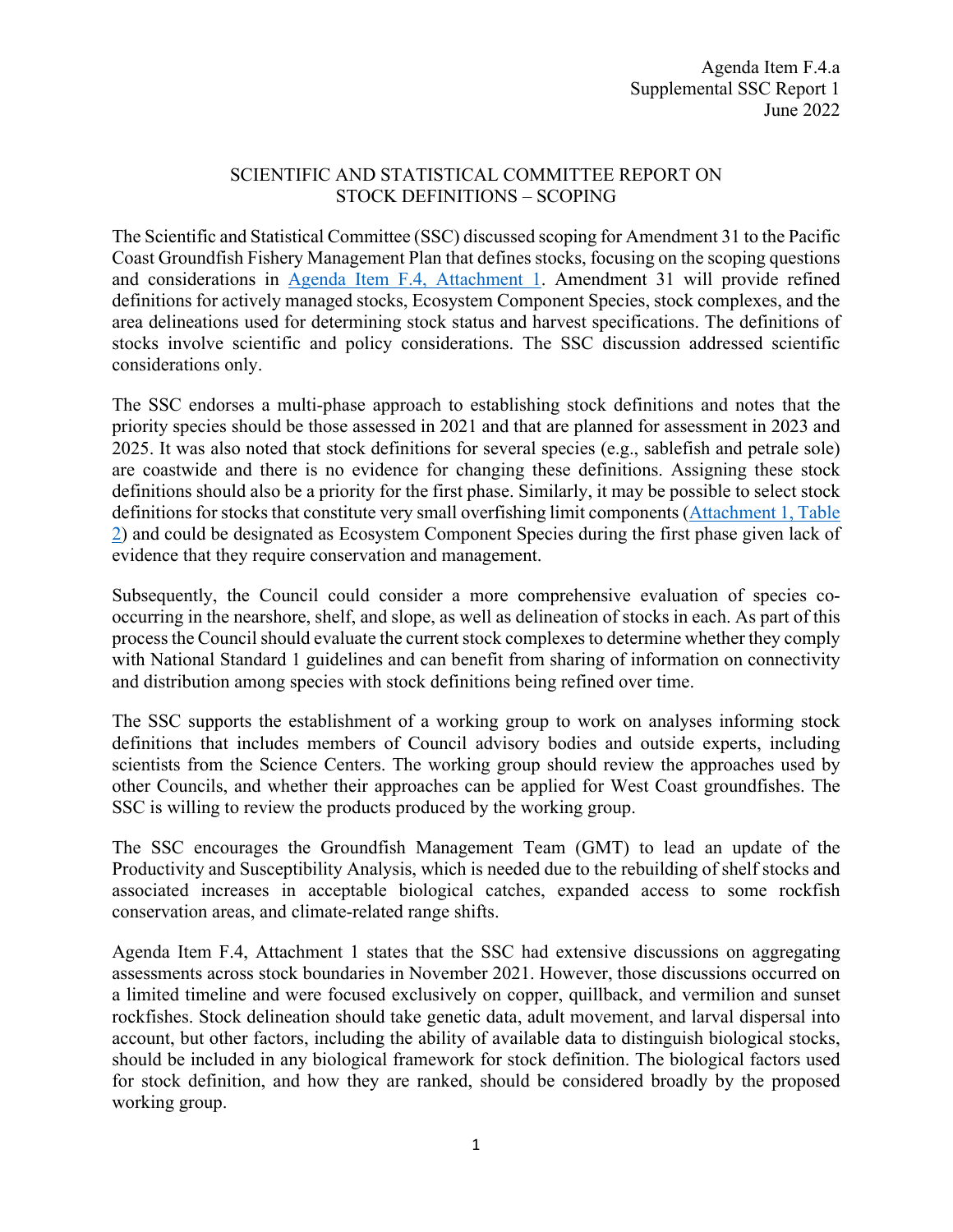Agenda Item F.4.a
Supplemental SSC Report 1
June 2022

# SCIENTIFIC AND STATISTICAL COMMITTEE REPORT ON STOCK DEFINITIONS – SCOPING

The Scientific and Statistical Committee (SSC) discussed scoping for Amendment 31 to the Pacific Coast Groundfish Fishery Management Plan that defines stocks, focusing on the scoping questions and considerations in Agenda Item F.4, Attachment 1. Amendment 31 will provide refined definitions for actively managed stocks, Ecosystem Component Species, stock complexes, and the area delineations used for determining stock status and harvest specifications. The definitions of stocks involve scientific and policy considerations. The SSC discussion addressed scientific considerations only.

The SSC endorses a multi-phase approach to establishing stock definitions and notes that the priority species should be those assessed in 2021 and that are planned for assessment in 2023 and 2025. It was also noted that stock definitions for several species (e.g., sablefish and petrale sole) are coastwide and there is no evidence for changing these definitions. Assigning these stock definitions should also be a priority for the first phase. Similarly, it may be possible to select stock definitions for stocks that constitute very small overfishing limit components (Attachment 1, Table 2) and could be designated as Ecosystem Component Species during the first phase given lack of evidence that they require conservation and management.

Subsequently, the Council could consider a more comprehensive evaluation of species co-occurring in the nearshore, shelf, and slope, as well as delineation of stocks in each. As part of this process the Council should evaluate the current stock complexes to determine whether they comply with National Standard 1 guidelines and can benefit from sharing of information on connectivity and distribution among species with stock definitions being refined over time.

The SSC supports the establishment of a working group to work on analyses informing stock definitions that includes members of Council advisory bodies and outside experts, including scientists from the Science Centers. The working group should review the approaches used by other Councils, and whether their approaches can be applied for West Coast groundfishes. The SSC is willing to review the products produced by the working group.

The SSC encourages the Groundfish Management Team (GMT) to lead an update of the Productivity and Susceptibility Analysis, which is needed due to the rebuilding of shelf stocks and associated increases in acceptable biological catches, expanded access to some rockfish conservation areas, and climate-related range shifts.

Agenda Item F.4, Attachment 1 states that the SSC had extensive discussions on aggregating assessments across stock boundaries in November 2021. However, those discussions occurred on a limited timeline and were focused exclusively on copper, quillback, and vermilion and sunset rockfishes. Stock delineation should take genetic data, adult movement, and larval dispersal into account, but other factors, including the ability of available data to distinguish biological stocks, should be included in any biological framework for stock definition. The biological factors used for stock definition, and how they are ranked, should be considered broadly by the proposed working group.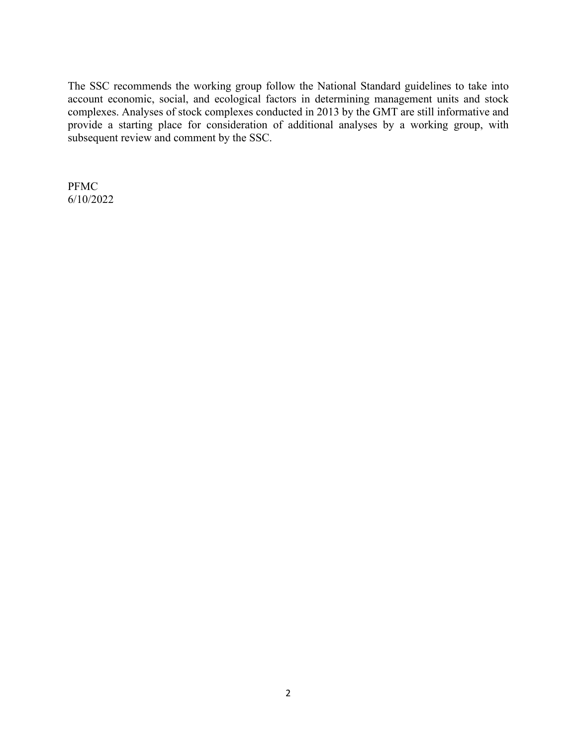The SSC recommends the working group follow the National Standard guidelines to take into account economic, social, and ecological factors in determining management units and stock complexes. Analyses of stock complexes conducted in 2013 by the GMT are still informative and provide a starting place for consideration of additional analyses by a working group, with subsequent review and comment by the SSC.

PFMC
6/10/2022